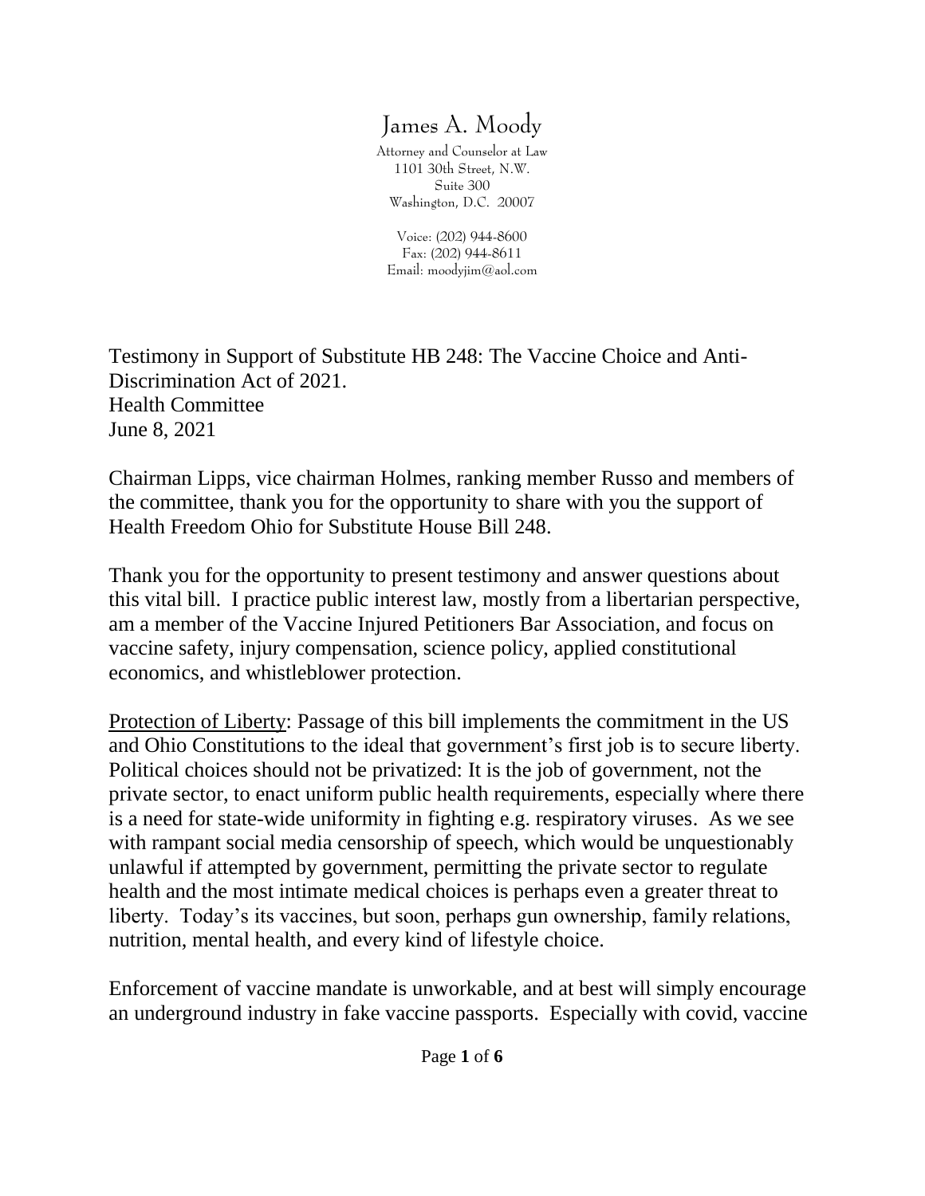# James A. Moody

Attorney and Counselor at Law
1101 30th Street, N.W.
Suite 300
Washington, D.C. 20007

Voice: (202) 944-8600
Fax: (202) 944-8611
Email: moodyjim@aol.com

Testimony in Support of Substitute HB 248: The Vaccine Choice and Anti-Discrimination Act of 2021.
Health Committee
June 8, 2021

Chairman Lipps, vice chairman Holmes, ranking member Russo and members of the committee, thank you for the opportunity to share with you the support of Health Freedom Ohio for Substitute House Bill 248.

Thank you for the opportunity to present testimony and answer questions about this vital bill. I practice public interest law, mostly from a libertarian perspective, am a member of the Vaccine Injured Petitioners Bar Association, and focus on vaccine safety, injury compensation, science policy, applied constitutional economics, and whistleblower protection.

<u>Protection of Liberty</u>: Passage of this bill implements the commitment in the US and Ohio Constitutions to the ideal that government's first job is to secure liberty. Political choices should not be privatized: It is the job of government, not the private sector, to enact uniform public health requirements, especially where there is a need for state-wide uniformity in fighting e.g. respiratory viruses. As we see with rampant social media censorship of speech, which would be unquestionably unlawful if attempted by government, permitting the private sector to regulate health and the most intimate medical choices is perhaps even a greater threat to liberty. Today's its vaccines, but soon, perhaps gun ownership, family relations, nutrition, mental health, and every kind of lifestyle choice.

Enforcement of vaccine mandate is unworkable, and at best will simply encourage an underground industry in fake vaccine passports. Especially with covid, vaccine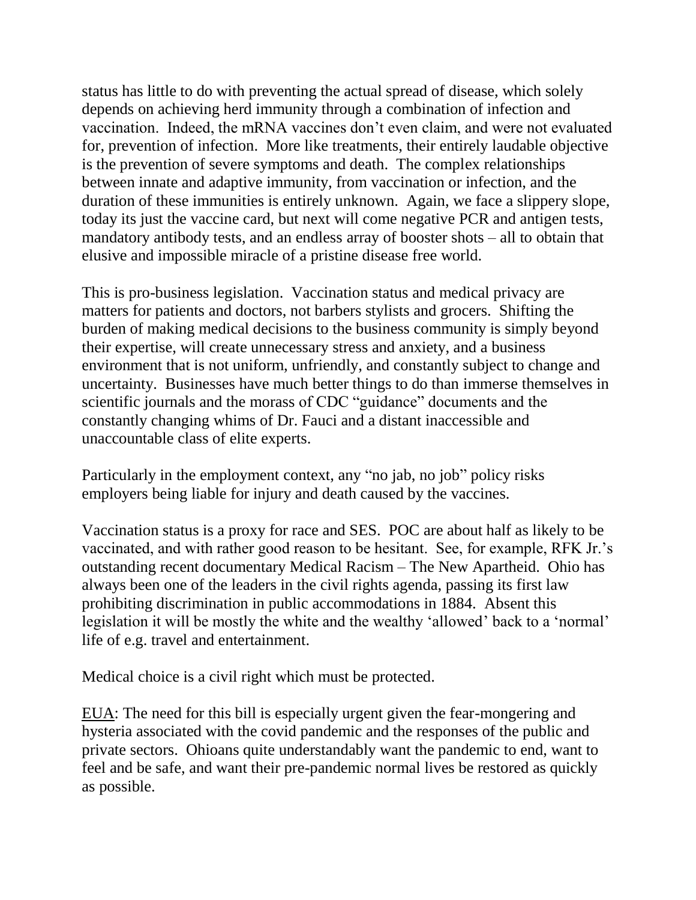status has little to do with preventing the actual spread of disease, which solely depends on achieving herd immunity through a combination of infection and vaccination. Indeed, the mRNA vaccines don't even claim, and were not evaluated for, prevention of infection. More like treatments, their entirely laudable objective is the prevention of severe symptoms and death. The complex relationships between innate and adaptive immunity, from vaccination or infection, and the duration of these immunities is entirely unknown. Again, we face a slippery slope, today its just the vaccine card, but next will come negative PCR and antigen tests, mandatory antibody tests, and an endless array of booster shots – all to obtain that elusive and impossible miracle of a pristine disease free world.

This is pro-business legislation. Vaccination status and medical privacy are matters for patients and doctors, not barbers stylists and grocers. Shifting the burden of making medical decisions to the business community is simply beyond their expertise, will create unnecessary stress and anxiety, and a business environment that is not uniform, unfriendly, and constantly subject to change and uncertainty. Businesses have much better things to do than immerse themselves in scientific journals and the morass of CDC "guidance" documents and the constantly changing whims of Dr. Fauci and a distant inaccessible and unaccountable class of elite experts.

Particularly in the employment context, any "no jab, no job" policy risks employers being liable for injury and death caused by the vaccines.

Vaccination status is a proxy for race and SES. POC are about half as likely to be vaccinated, and with rather good reason to be hesitant. See, for example, RFK Jr.'s outstanding recent documentary Medical Racism – The New Apartheid. Ohio has always been one of the leaders in the civil rights agenda, passing its first law prohibiting discrimination in public accommodations in 1884. Absent this legislation it will be mostly the white and the wealthy 'allowed' back to a 'normal' life of e.g. travel and entertainment.

Medical choice is a civil right which must be protected.

<u>EUA</u>: The need for this bill is especially urgent given the fear-mongering and hysteria associated with the covid pandemic and the responses of the public and private sectors. Ohioans quite understandably want the pandemic to end, want to feel and be safe, and want their pre-pandemic normal lives be restored as quickly as possible.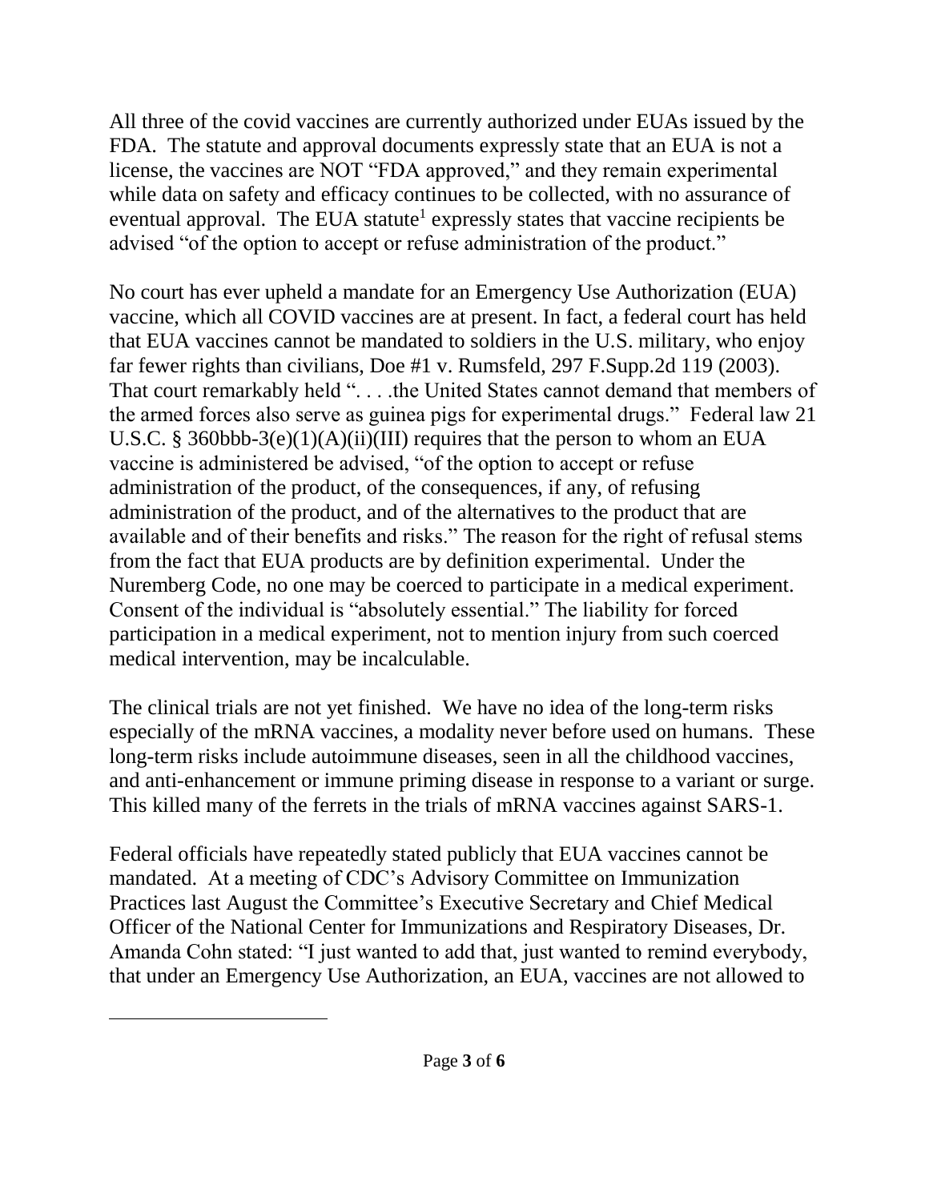All three of the covid vaccines are currently authorized under EUAs issued by the FDA. The statute and approval documents expressly state that an EUA is not a license, the vaccines are NOT "FDA approved," and they remain experimental while data on safety and efficacy continues to be collected, with no assurance of eventual approval. The EUA statute[1] expressly states that vaccine recipients be advised "of the option to accept or refuse administration of the product."

No court has ever upheld a mandate for an Emergency Use Authorization (EUA) vaccine, which all COVID vaccines are at present. In fact, a federal court has held that EUA vaccines cannot be mandated to soldiers in the U.S. military, who enjoy far fewer rights than civilians, Doe #1 v. Rumsfeld, 297 F.Supp.2d 119 (2003). That court remarkably held ". . . .the United States cannot demand that members of the armed forces also serve as guinea pigs for experimental drugs." Federal law 21 U.S.C. § 360bbb-3(e)(1)(A)(ii)(III) requires that the person to whom an EUA vaccine is administered be advised, "of the option to accept or refuse administration of the product, of the consequences, if any, of refusing administration of the product, and of the alternatives to the product that are available and of their benefits and risks." The reason for the right of refusal stems from the fact that EUA products are by definition experimental. Under the Nuremberg Code, no one may be coerced to participate in a medical experiment. Consent of the individual is "absolutely essential." The liability for forced participation in a medical experiment, not to mention injury from such coerced medical intervention, may be incalculable.

The clinical trials are not yet finished. We have no idea of the long-term risks especially of the mRNA vaccines, a modality never before used on humans. These long-term risks include autoimmune diseases, seen in all the childhood vaccines, and anti-enhancement or immune priming disease in response to a variant or surge. This killed many of the ferrets in the trials of mRNA vaccines against SARS-1.

Federal officials have repeatedly stated publicly that EUA vaccines cannot be mandated. At a meeting of CDC's Advisory Committee on Immunization Practices last August the Committee's Executive Secretary and Chief Medical Officer of the National Center for Immunizations and Respiratory Diseases, Dr. Amanda Cohn stated: "I just wanted to add that, just wanted to remind everybody, that under an Emergency Use Authorization, an EUA, vaccines are not allowed to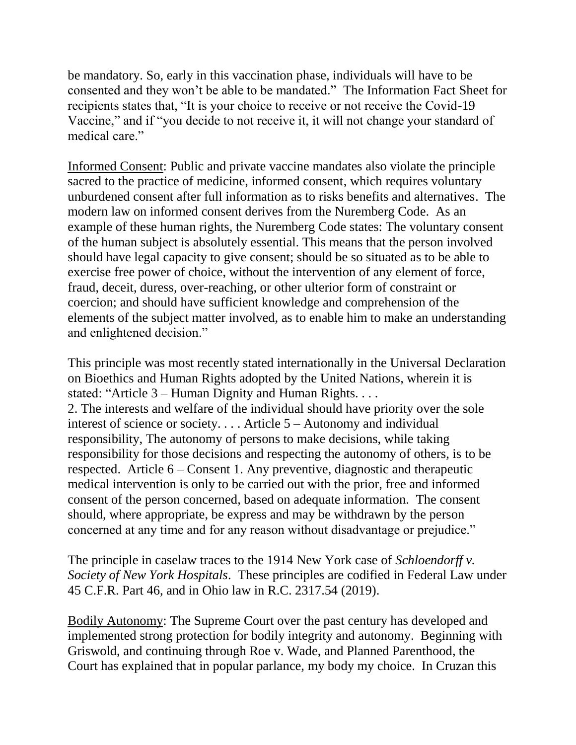be mandatory. So, early in this vaccination phase, individuals will have to be consented and they won't be able to be mandated." The Information Fact Sheet for recipients states that, "It is your choice to receive or not receive the Covid-19 Vaccine," and if "you decide to not receive it, it will not change your standard of medical care."

<u>Informed Consent</u>: Public and private vaccine mandates also violate the principle sacred to the practice of medicine, informed consent, which requires voluntary unburdened consent after full information as to risks benefits and alternatives. The modern law on informed consent derives from the Nuremberg Code. As an example of these human rights, the Nuremberg Code states: The voluntary consent of the human subject is absolutely essential. This means that the person involved should have legal capacity to give consent; should be so situated as to be able to exercise free power of choice, without the intervention of any element of force, fraud, deceit, duress, over-reaching, or other ulterior form of constraint or coercion; and should have sufficient knowledge and comprehension of the elements of the subject matter involved, as to enable him to make an understanding and enlightened decision."

This principle was most recently stated internationally in the Universal Declaration on Bioethics and Human Rights adopted by the United Nations, wherein it is stated: "Article 3 – Human Dignity and Human Rights. . . .
2. The interests and welfare of the individual should have priority over the sole interest of science or society. . . . Article 5 – Autonomy and individual responsibility, The autonomy of persons to make decisions, while taking responsibility for those decisions and respecting the autonomy of others, is to be respected. Article 6 – Consent 1. Any preventive, diagnostic and therapeutic medical intervention is only to be carried out with the prior, free and informed consent of the person concerned, based on adequate information. The consent should, where appropriate, be express and may be withdrawn by the person concerned at any time and for any reason without disadvantage or prejudice."

The principle in caselaw traces to the 1914 New York case of *Schloendorff v. Society of New York Hospitals*. These principles are codified in Federal Law under 45 C.F.R. Part 46, and in Ohio law in R.C. 2317.54 (2019).

<u>Bodily Autonomy</u>: The Supreme Court over the past century has developed and implemented strong protection for bodily integrity and autonomy. Beginning with Griswold, and continuing through Roe v. Wade, and Planned Parenthood, the Court has explained that in popular parlance, my body my choice. In Cruzan this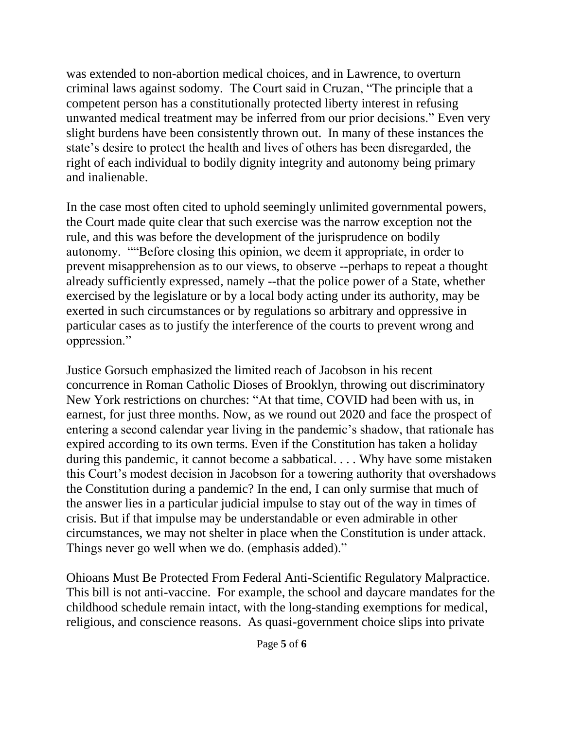was extended to non-abortion medical choices, and in Lawrence, to overturn criminal laws against sodomy. The Court said in Cruzan, "The principle that a competent person has a constitutionally protected liberty interest in refusing unwanted medical treatment may be inferred from our prior decisions." Even very slight burdens have been consistently thrown out. In many of these instances the state's desire to protect the health and lives of others has been disregarded, the right of each individual to bodily dignity integrity and autonomy being primary and inalienable.

In the case most often cited to uphold seemingly unlimited governmental powers, the Court made quite clear that such exercise was the narrow exception not the rule, and this was before the development of the jurisprudence on bodily autonomy. ""Before closing this opinion, we deem it appropriate, in order to prevent misapprehension as to our views, to observe --perhaps to repeat a thought already sufficiently expressed, namely --that the police power of a State, whether exercised by the legislature or by a local body acting under its authority, may be exerted in such circumstances or by regulations so arbitrary and oppressive in particular cases as to justify the interference of the courts to prevent wrong and oppression."

Justice Gorsuch emphasized the limited reach of Jacobson in his recent concurrence in Roman Catholic Dioses of Brooklyn, throwing out discriminatory New York restrictions on churches: "At that time, COVID had been with us, in earnest, for just three months. Now, as we round out 2020 and face the prospect of entering a second calendar year living in the pandemic's shadow, that rationale has expired according to its own terms. Even if the Constitution has taken a holiday during this pandemic, it cannot become a sabbatical. . . . Why have some mistaken this Court's modest decision in Jacobson for a towering authority that overshadows the Constitution during a pandemic? In the end, I can only surmise that much of the answer lies in a particular judicial impulse to stay out of the way in times of crisis. But if that impulse may be understandable or even admirable in other circumstances, we may not shelter in place when the Constitution is under attack. Things never go well when we do. (emphasis added)."

Ohioans Must Be Protected From Federal Anti-Scientific Regulatory Malpractice. This bill is not anti-vaccine. For example, the school and daycare mandates for the childhood schedule remain intact, with the long-standing exemptions for medical, religious, and conscience reasons. As quasi-government choice slips into private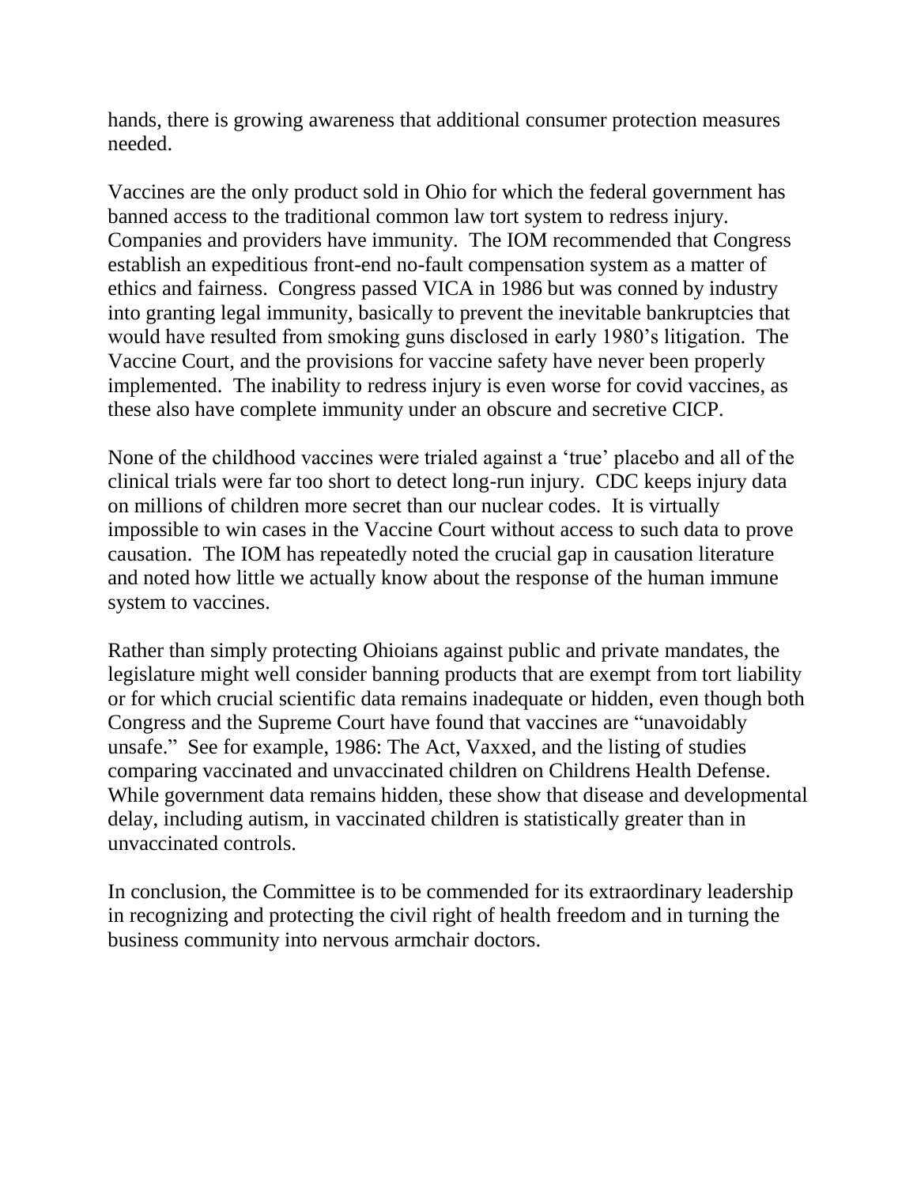hands, there is growing awareness that additional consumer protection measures needed.

Vaccines are the only product sold in Ohio for which the federal government has banned access to the traditional common law tort system to redress injury. Companies and providers have immunity. The IOM recommended that Congress establish an expeditious front-end no-fault compensation system as a matter of ethics and fairness. Congress passed VICA in 1986 but was conned by industry into granting legal immunity, basically to prevent the inevitable bankruptcies that would have resulted from smoking guns disclosed in early 1980's litigation. The Vaccine Court, and the provisions for vaccine safety have never been properly implemented. The inability to redress injury is even worse for covid vaccines, as these also have complete immunity under an obscure and secretive CICP.

None of the childhood vaccines were trialed against a 'true' placebo and all of the clinical trials were far too short to detect long-run injury. CDC keeps injury data on millions of children more secret than our nuclear codes. It is virtually impossible to win cases in the Vaccine Court without access to such data to prove causation. The IOM has repeatedly noted the crucial gap in causation literature and noted how little we actually know about the response of the human immune system to vaccines.

Rather than simply protecting Ohioians against public and private mandates, the legislature might well consider banning products that are exempt from tort liability or for which crucial scientific data remains inadequate or hidden, even though both Congress and the Supreme Court have found that vaccines are "unavoidably unsafe." See for example, 1986: The Act, Vaxxed, and the listing of studies comparing vaccinated and unvaccinated children on Childrens Health Defense. While government data remains hidden, these show that disease and developmental delay, including autism, in vaccinated children is statistically greater than in unvaccinated controls.

In conclusion, the Committee is to be commended for its extraordinary leadership in recognizing and protecting the civil right of health freedom and in turning the business community into nervous armchair doctors.